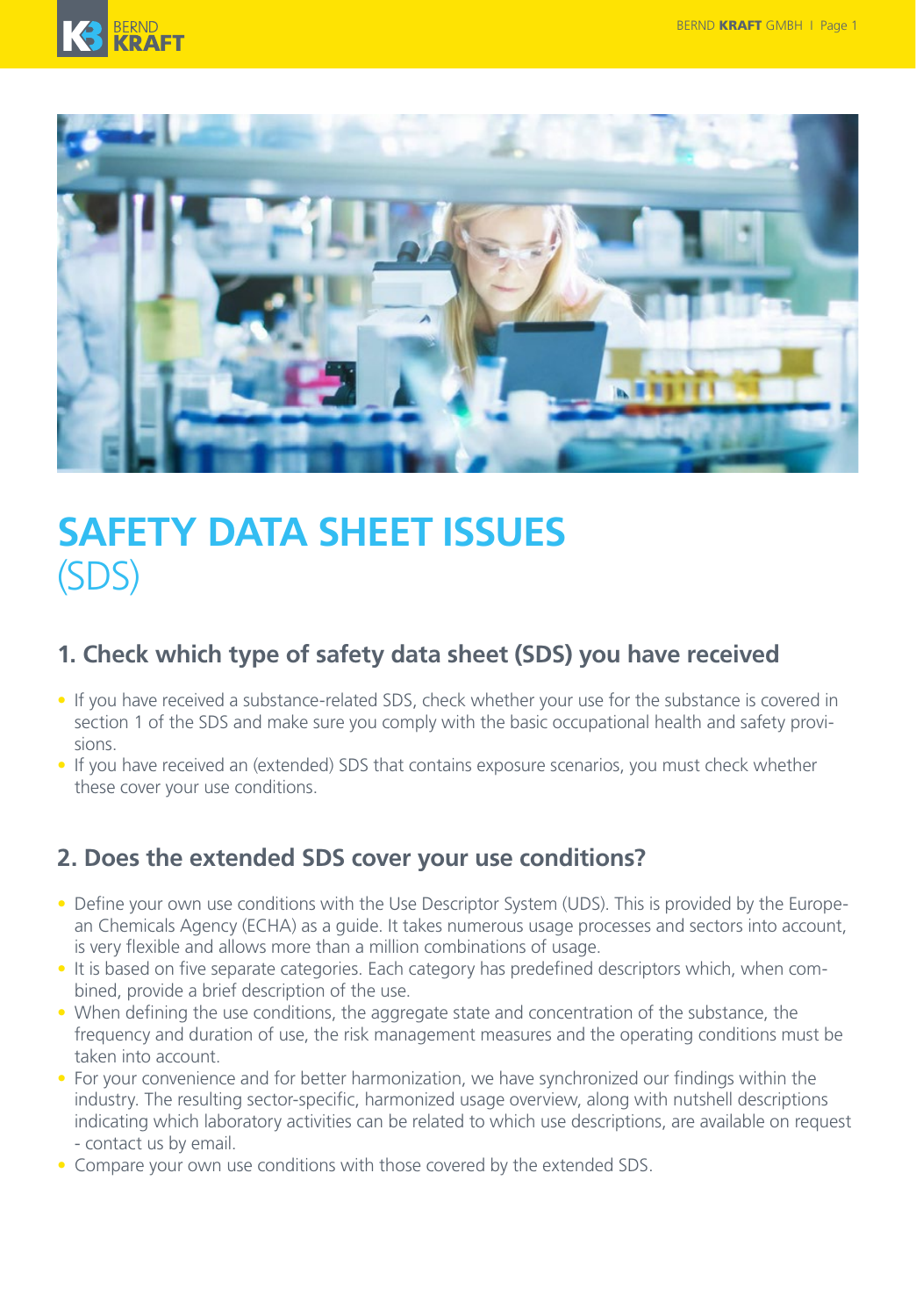# SAFETY DATA SHEET ISSUES
(SDS)

## 1. Check which type of safety data sheet (SDS) you have received

- If you have received a substance-related SDS, check whether your use for the substance is covered in section 1 of the SDS and make sure you comply with the basic occupational health and safety provisions.
- If you have received an (extended) SDS that contains exposure scenarios, you must check whether these cover your use conditions.

## 2. Does the extended SDS cover your use conditions?

- Define your own use conditions with the Use Descriptor System (UDS). This is provided by the European Chemicals Agency (ECHA) as a guide. It takes numerous usage processes and sectors into account, is very flexible and allows more than a million combinations of usage.
- It is based on five separate categories. Each category has predefined descriptors which, when combined, provide a brief description of the use.
- When defining the use conditions, the aggregate state and concentration of the substance, the frequency and duration of use, the risk management measures and the operating conditions must be taken into account.
- For your convenience and for better harmonization, we have synchronized our findings within the industry. The resulting sector-specific, harmonized usage overview, along with nutshell descriptions indicating which laboratory activities can be related to which use descriptions, are available on request - contact us by email.
- Compare your own use conditions with those covered by the extended SDS.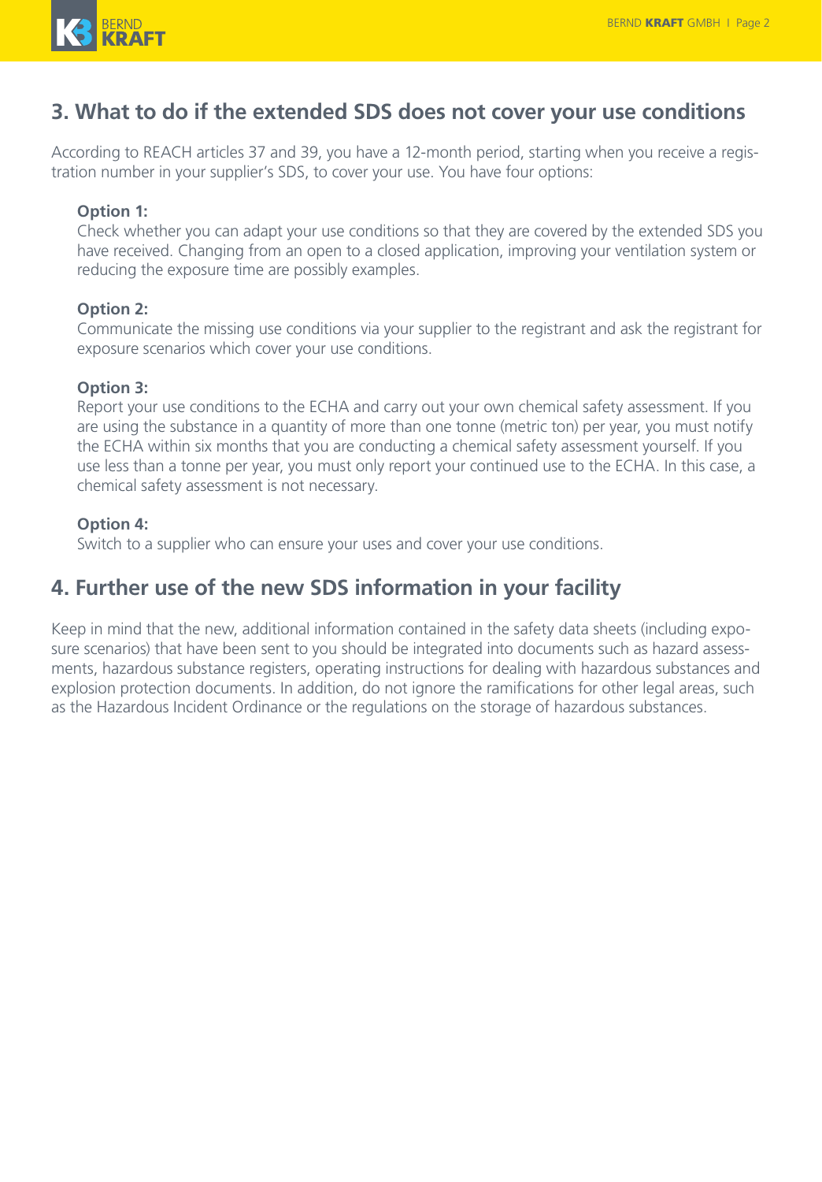## 3. What to do if the extended SDS does not cover your use conditions

According to REACH articles 37 and 39, you have a 12-month period, starting when you receive a registration number in your supplier's SDS, to cover your use. You have four options:

**Option 1:**
Check whether you can adapt your use conditions so that they are covered by the extended SDS you have received. Changing from an open to a closed application, improving your ventilation system or reducing the exposure time are possibly examples.

**Option 2:**
Communicate the missing use conditions via your supplier to the registrant and ask the registrant for exposure scenarios which cover your use conditions.

**Option 3:**
Report your use conditions to the ECHA and carry out your own chemical safety assessment. If you are using the substance in a quantity of more than one tonne (metric ton) per year, you must notify the ECHA within six months that you are conducting a chemical safety assessment yourself. If you use less than a tonne per year, you must only report your continued use to the ECHA. In this case, a chemical safety assessment is not necessary.

**Option 4:**
Switch to a supplier who can ensure your uses and cover your use conditions.

## 4. Further use of the new SDS information in your facility

Keep in mind that the new, additional information contained in the safety data sheets (including exposure scenarios) that have been sent to you should be integrated into documents such as hazard assessments, hazardous substance registers, operating instructions for dealing with hazardous substances and explosion protection documents. In addition, do not ignore the ramifications for other legal areas, such as the Hazardous Incident Ordinance or the regulations on the storage of hazardous substances.